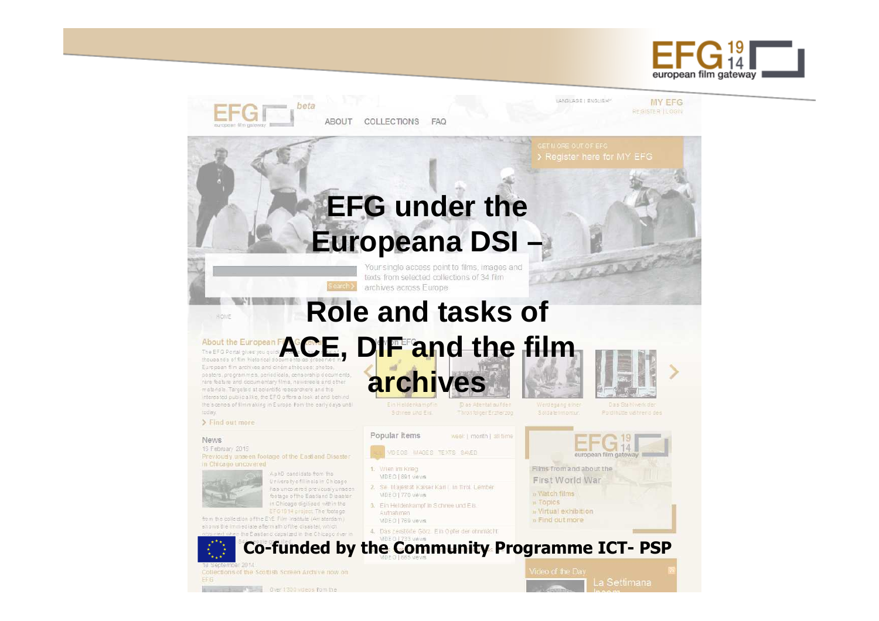# EFG under the Europeana DSI – Role and tasks of ACE, DIF and the film archives

**Co-funded by the Community Programme ICT- PSP**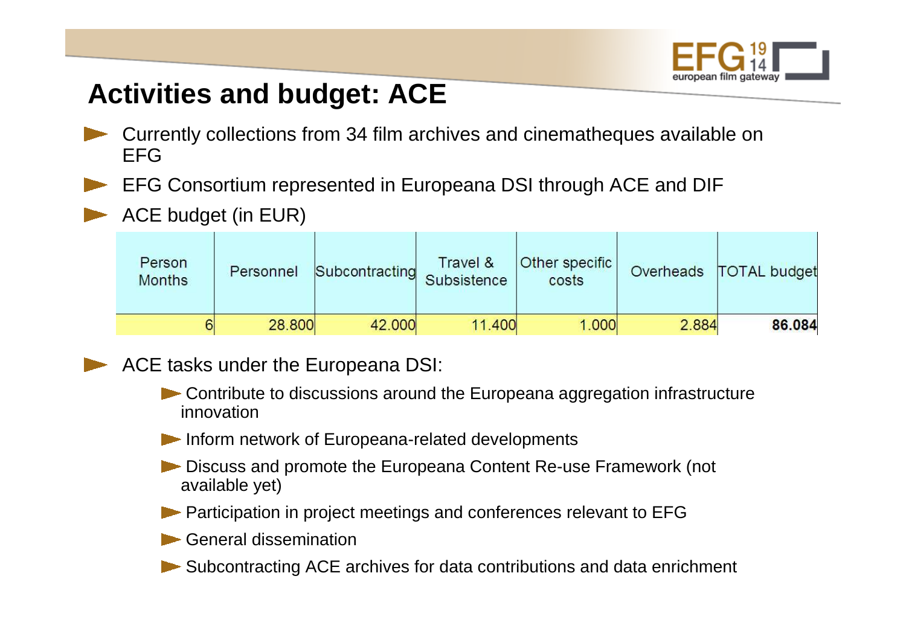## Activities and budget: ACE

- Currently collections from 34 film archives and cinematheques available on EFG
- EFG Consortium represented in Europeana DSI through ACE and DIF
- ACE budget (in EUR)

| Person Months | Personnel | Subcontracting | Travel & Subsistence | Other specific costs | Overheads | TOTAL budget |
|---|---|---|---|---|---|---|
| 6 | 28.800 | 42.000 | 11.400 | 1.000 | 2.884 | **86.084** |

- ACE tasks under the Europeana DSI:
  - Contribute to discussions around the Europeana aggregation infrastructure innovation
  - Inform network of Europeana-related developments
  - Discuss and promote the Europeana Content Re-use Framework (not available yet)
  - Participation in project meetings and conferences relevant to EFG
  - General dissemination
  - Subcontracting ACE archives for data contributions and data enrichment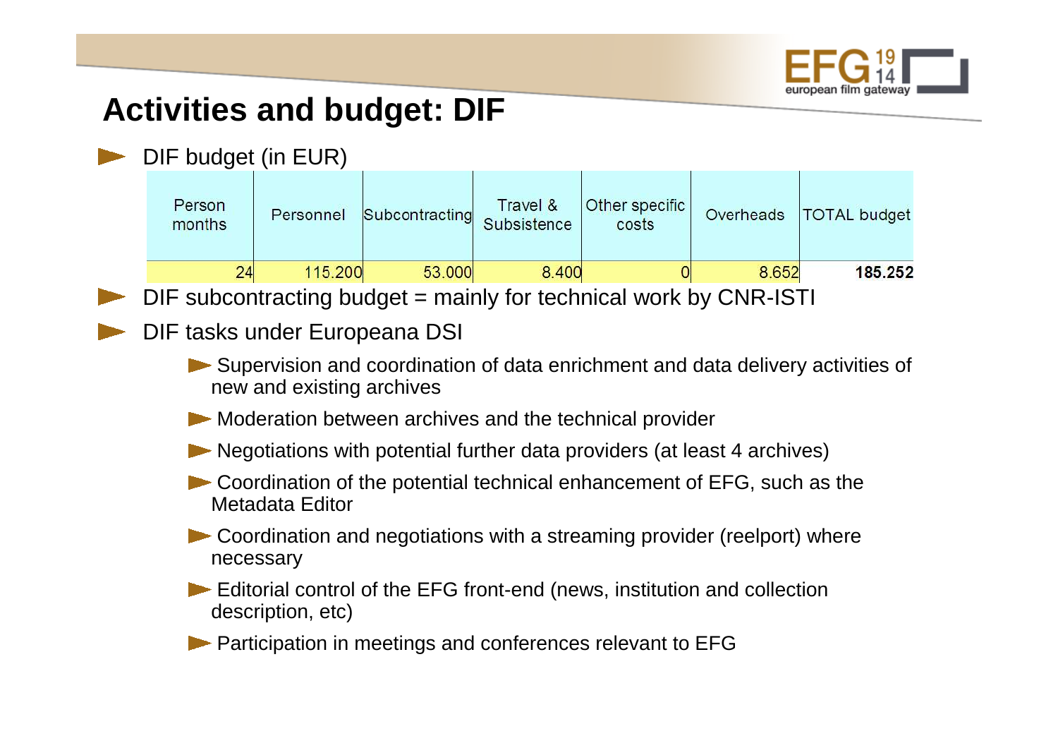# Activities and budget: DIF

- DIF budget (in EUR)

| Person months | Personnel | Subcontracting | Travel & Subsistence | Other specific costs | Overheads | TOTAL budget |
|---|---|---|---|---|---|---|
| 24 | 115.200 | 53.000 | 8.400 | 0 | 8.652 | **185.252** |

- DIF subcontracting budget = mainly for technical work by CNR-ISTI
- DIF tasks under Europeana DSI
  - Supervision and coordination of data enrichment and data delivery activities of new and existing archives
  - Moderation between archives and the technical provider
  - Negotiations with potential further data providers (at least 4 archives)
  - Coordination of the potential technical enhancement of EFG, such as the Metadata Editor
  - Coordination and negotiations with a streaming provider (reelport) where necessary
  - Editorial control of the EFG front-end (news, institution and collection description, etc)
  - Participation in meetings and conferences relevant to EFG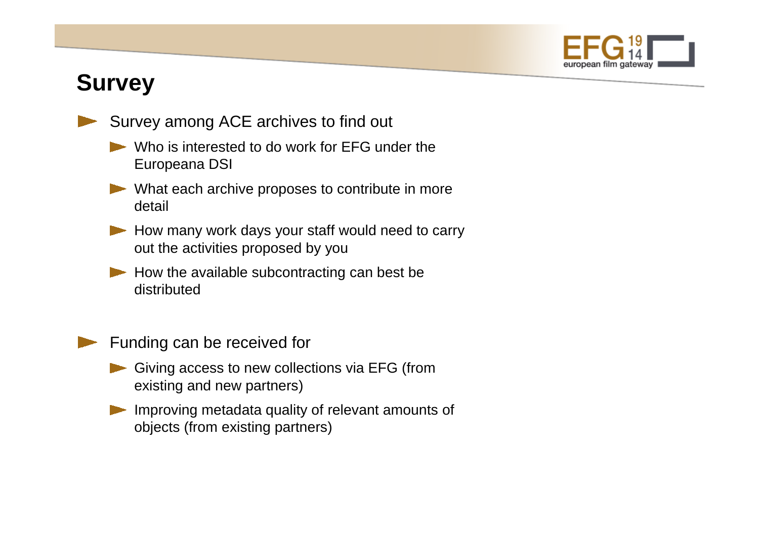## Survey

- Survey among ACE archives to find out
  - Who is interested to do work for EFG under the Europeana DSI
  - What each archive proposes to contribute in more detail
  - How many work days your staff would need to carry out the activities proposed by you
  - How the available subcontracting can best be distributed

- Funding can be received for
  - Giving access to new collections via EFG (from existing and new partners)
  - Improving metadata quality of relevant amounts of objects (from existing partners)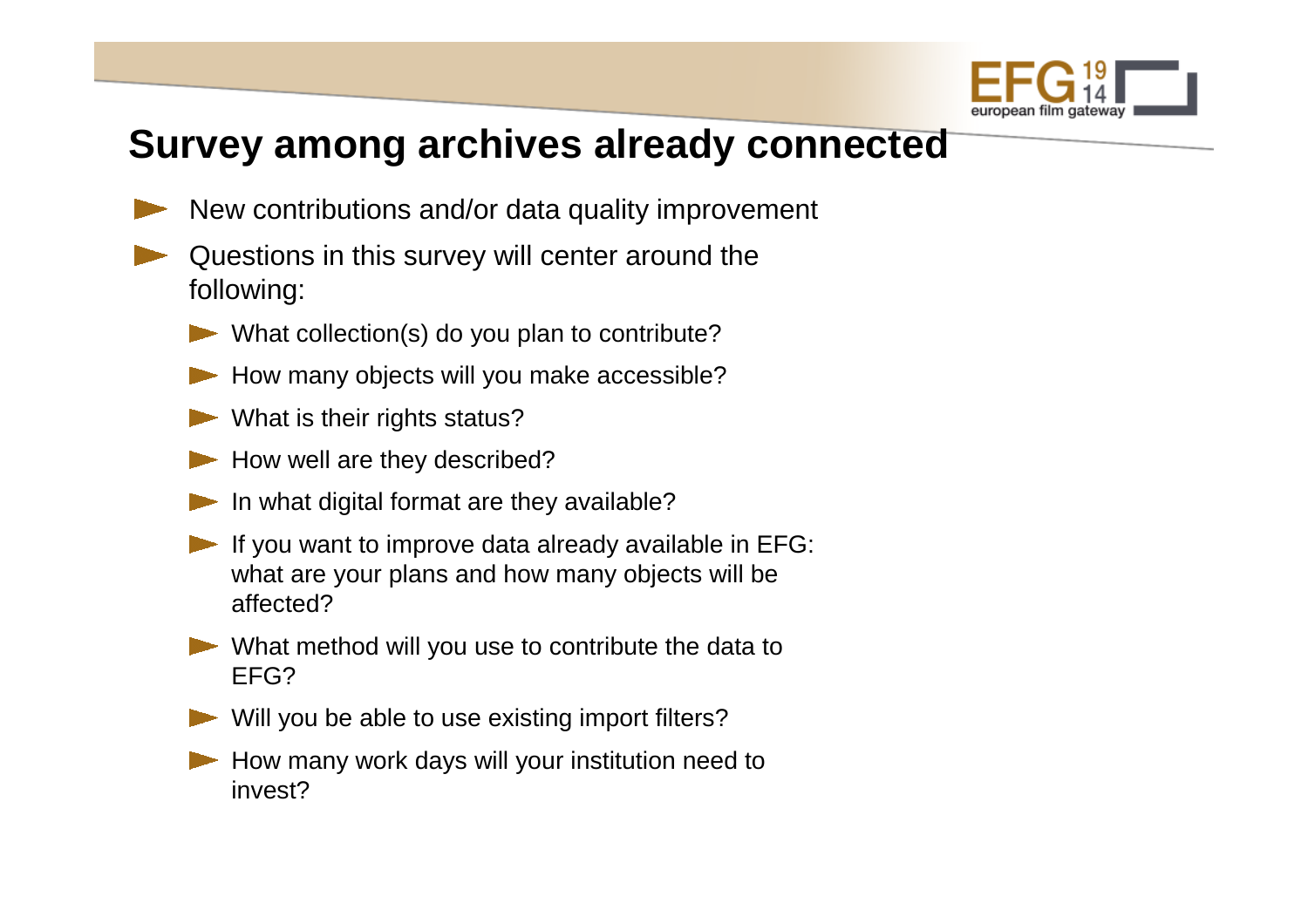## Survey among archives already connected

- New contributions and/or data quality improvement
- Questions in this survey will center around the following:
  - What collection(s) do you plan to contribute?
  - How many objects will you make accessible?
  - What is their rights status?
  - How well are they described?
  - In what digital format are they available?
  - If you want to improve data already available in EFG: what are your plans and how many objects will be affected?
  - What method will you use to contribute the data to EFG?
  - Will you be able to use existing import filters?
  - How many work days will your institution need to invest?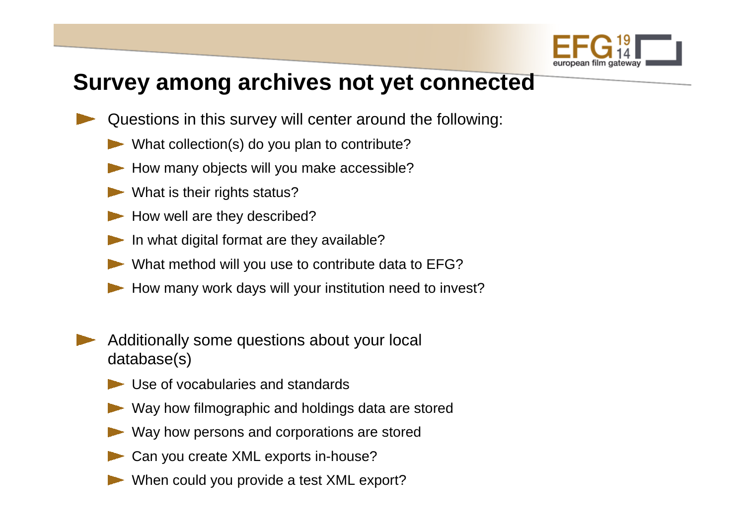# Survey among archives not yet connected

- Questions in this survey will center around the following:
  - What collection(s) do you plan to contribute?
  - How many objects will you make accessible?
  - What is their rights status?
  - How well are they described?
  - In what digital format are they available?
  - What method will you use to contribute data to EFG?
  - How many work days will your institution need to invest?

- Additionally some questions about your local database(s)
  - Use of vocabularies and standards
  - Way how filmographic and holdings data are stored
  - Way how persons and corporations are stored
  - Can you create XML exports in-house?
  - When could you provide a test XML export?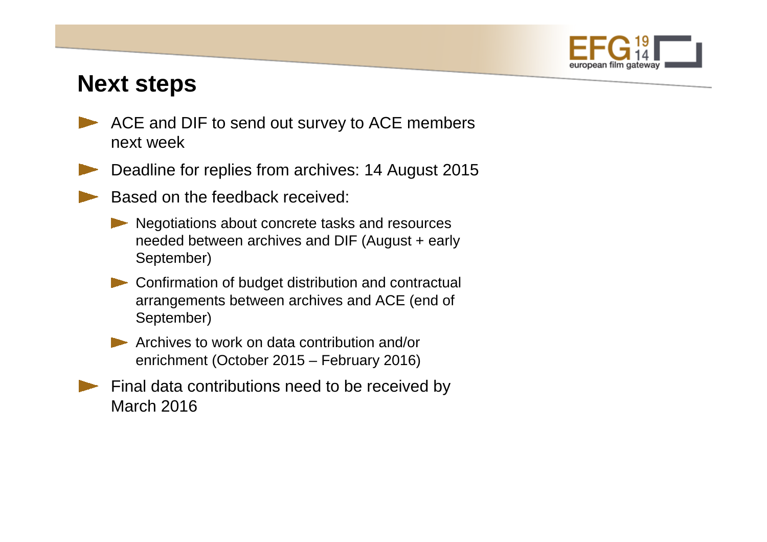## Next steps

- ACE and DIF to send out survey to ACE members next week
- Deadline for replies from archives: 14 August 2015
- Based on the feedback received:
  - Negotiations about concrete tasks and resources needed between archives and DIF (August + early September)
  - Confirmation of budget distribution and contractual arrangements between archives and ACE (end of September)
  - Archives to work on data contribution and/or enrichment (October 2015 – February 2016)
- Final data contributions need to be received by March 2016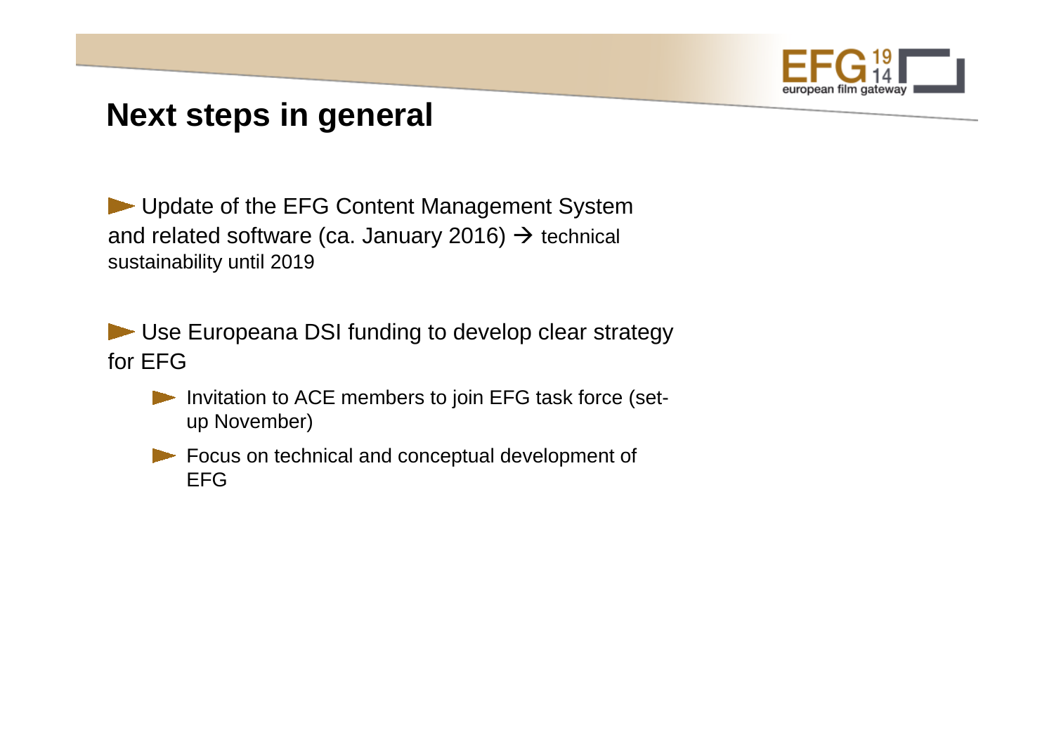# Next steps in general

- Update of the EFG Content Management System and related software (ca. January 2016) → technical sustainability until 2019

- Use Europeana DSI funding to develop clear strategy for EFG
  - Invitation to ACE members to join EFG task force (set-up November)
  - Focus on technical and conceptual development of EFG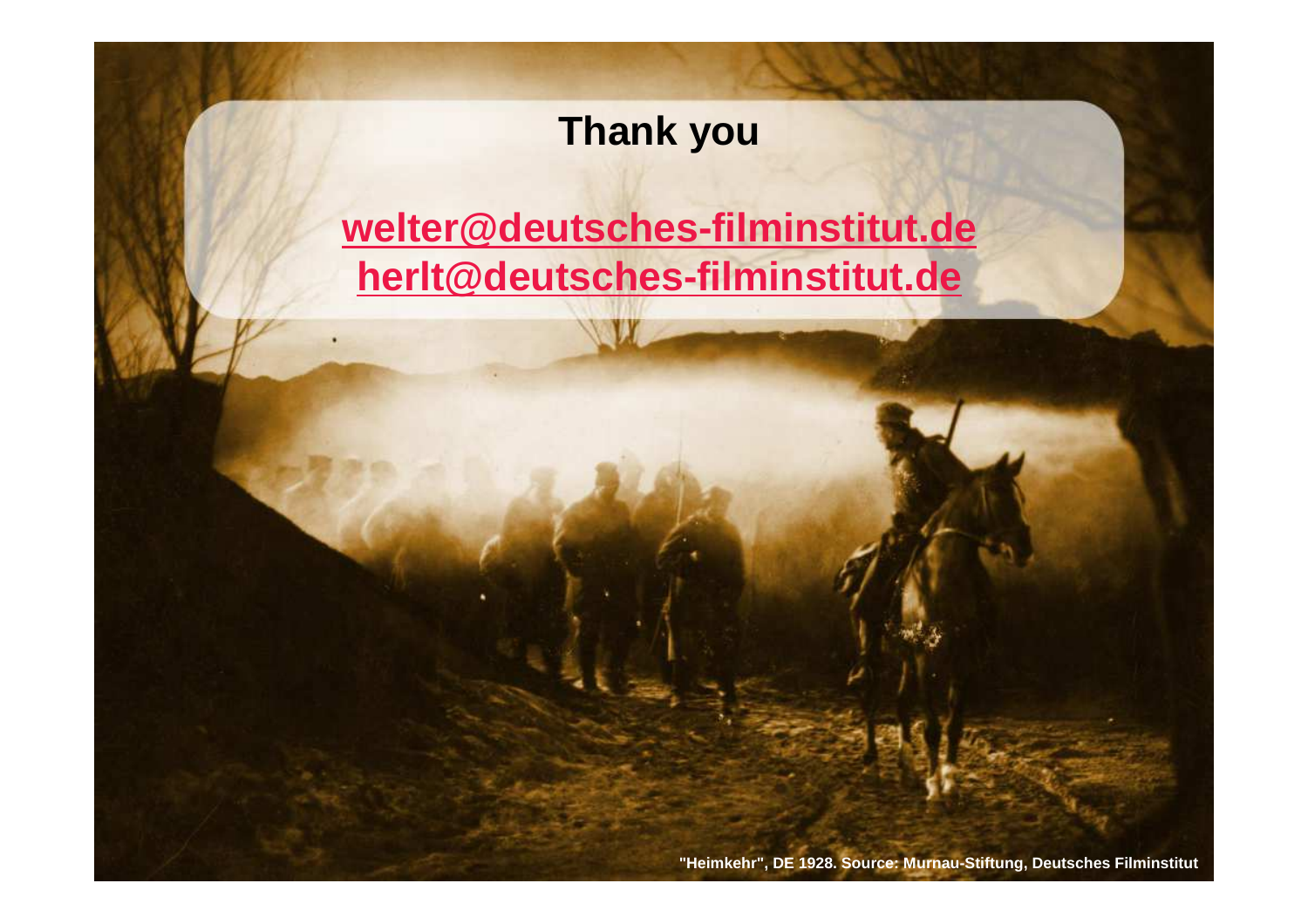# Thank you

[welter@deutsches-filminstitut.de](mailto:welter@deutsches-filminstitut.de)
[herlt@deutsches-filminstitut.de](mailto:herlt@deutsches-filminstitut.de)

**"Heimkehr", DE 1928. Source: Murnau-Stiftung, Deutsches Filminstitut**